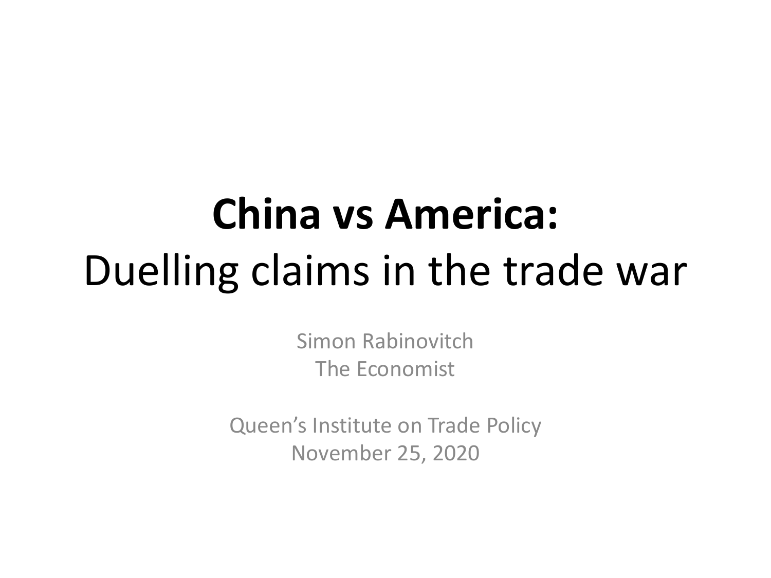# **China vs America:** Duelling claims in the trade war

Simon Rabinovitch
The Economist

Queen's Institute on Trade Policy
November 25, 2020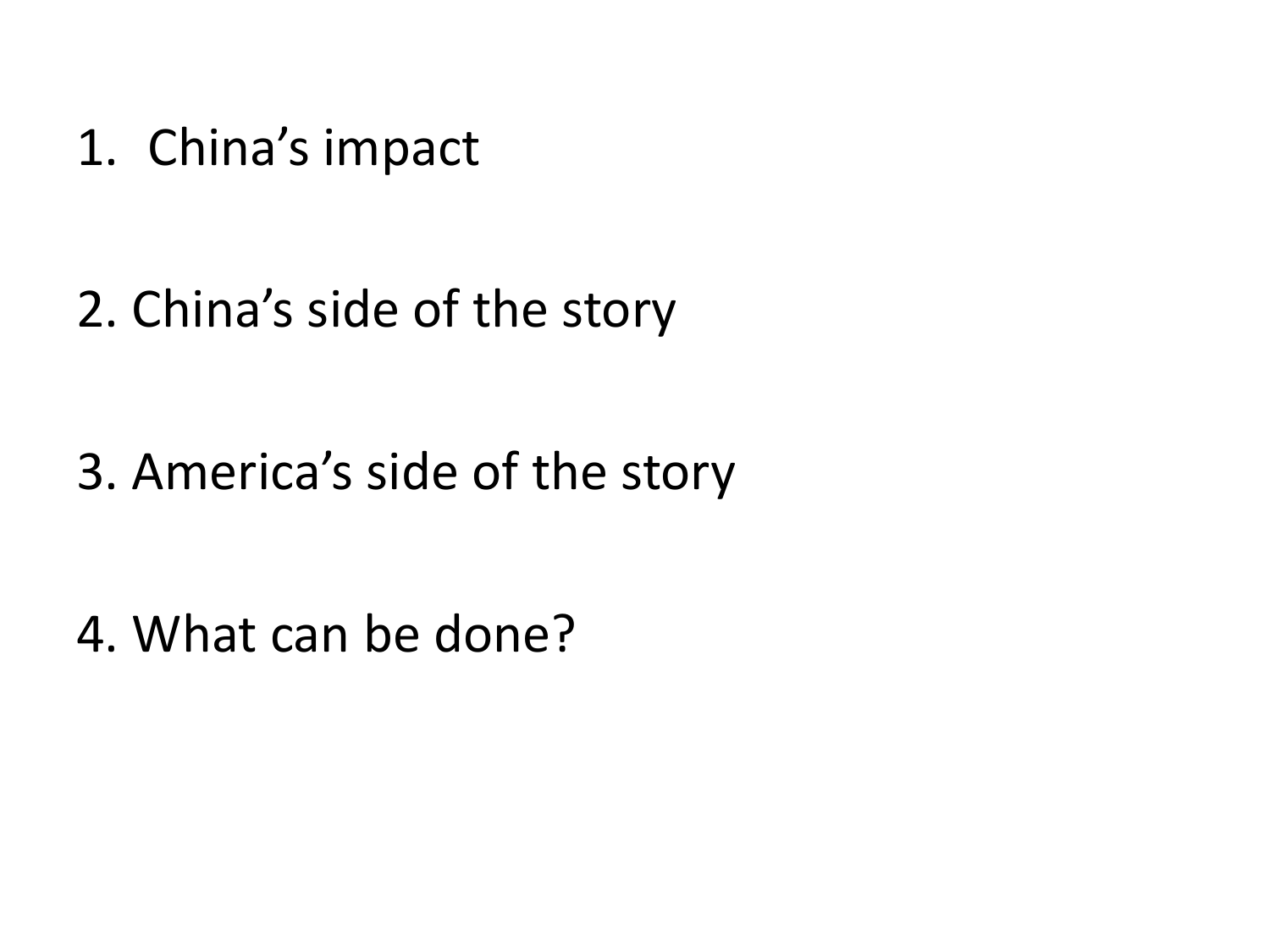1. China's impact
2. China's side of the story
3. America's side of the story
4. What can be done?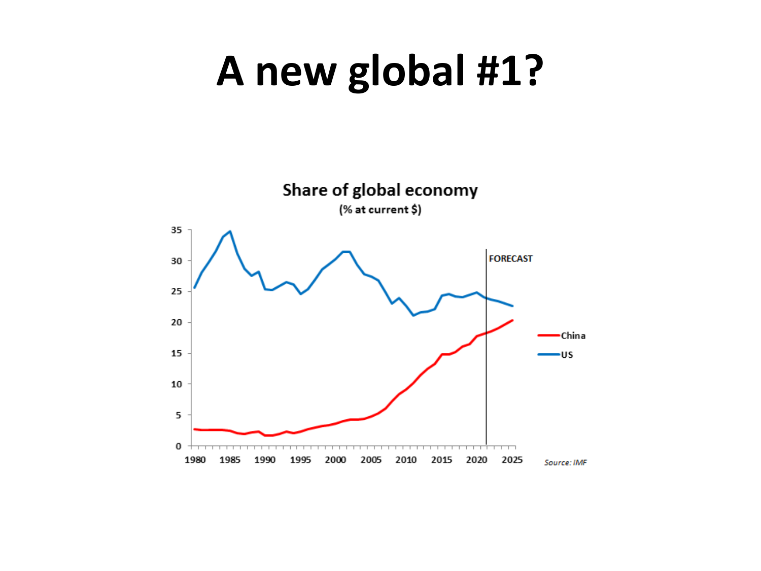# A new global #1?

**Share of global economy**

(% at current $)

FORECAST

China

US

Source: IMF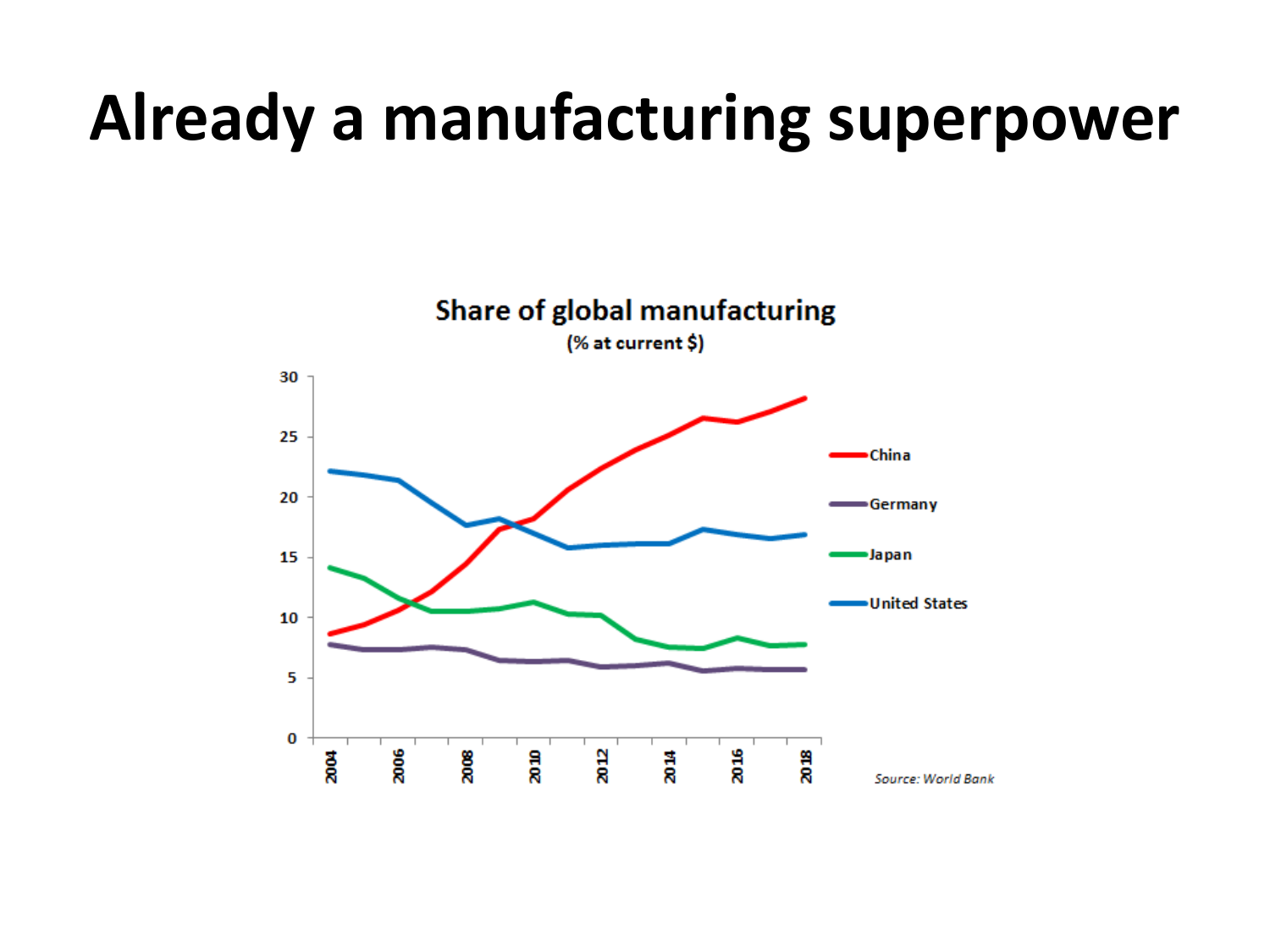# Already a manufacturing superpower

**Share of global manufacturing**

**(% at current $)**

- China
- Germany
- Japan
- United States

*Source: World Bank*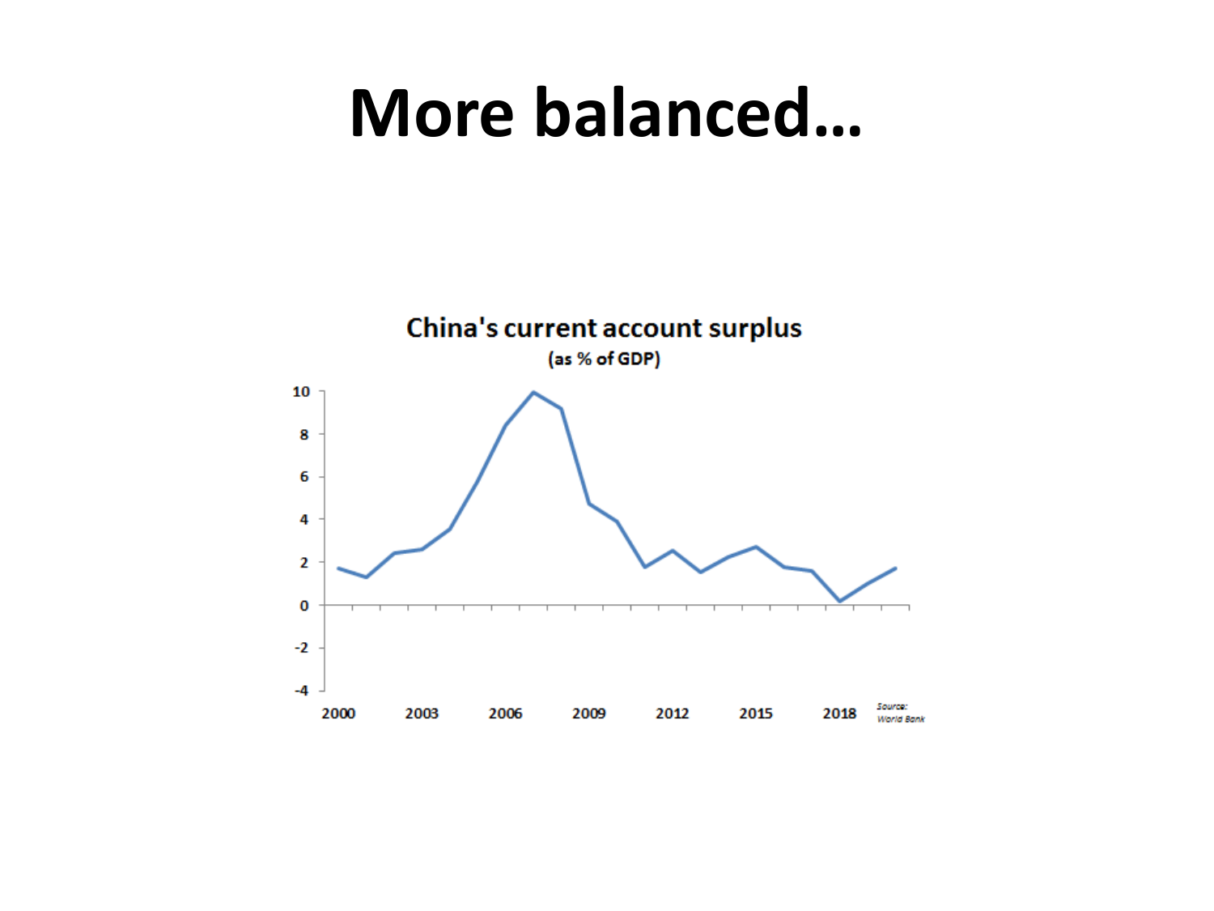# More balanced…

China's current account surplus

(as % of GDP)

Source: World Bank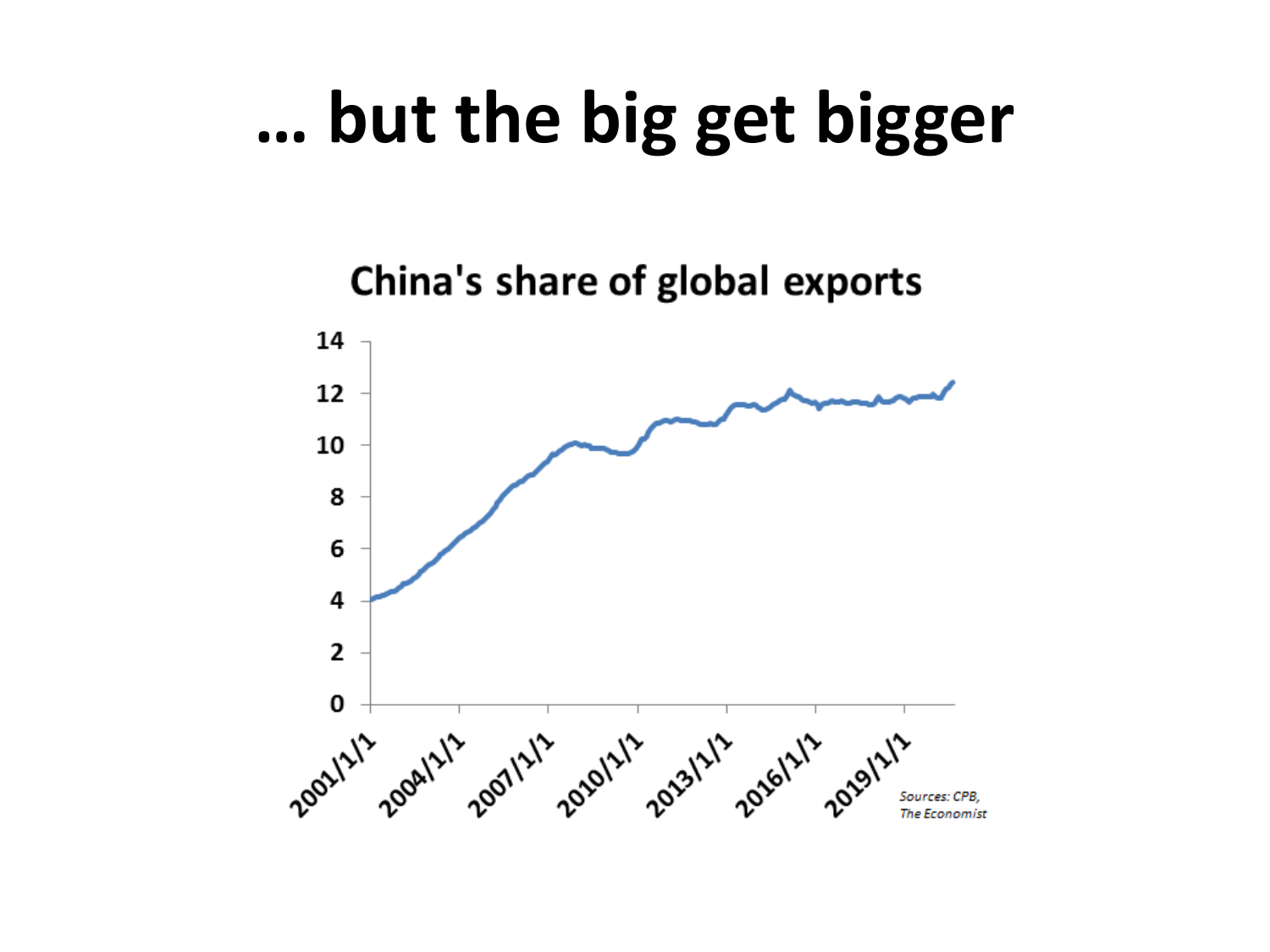# … but the big get bigger

China's share of global exports

14
12
10
8
6
4
2
0

2001/1/1 2004/1/1 2007/1/1 2010/1/1 2013/1/1 2016/1/1 2019/1/1

*Sources: CPB, The Economist*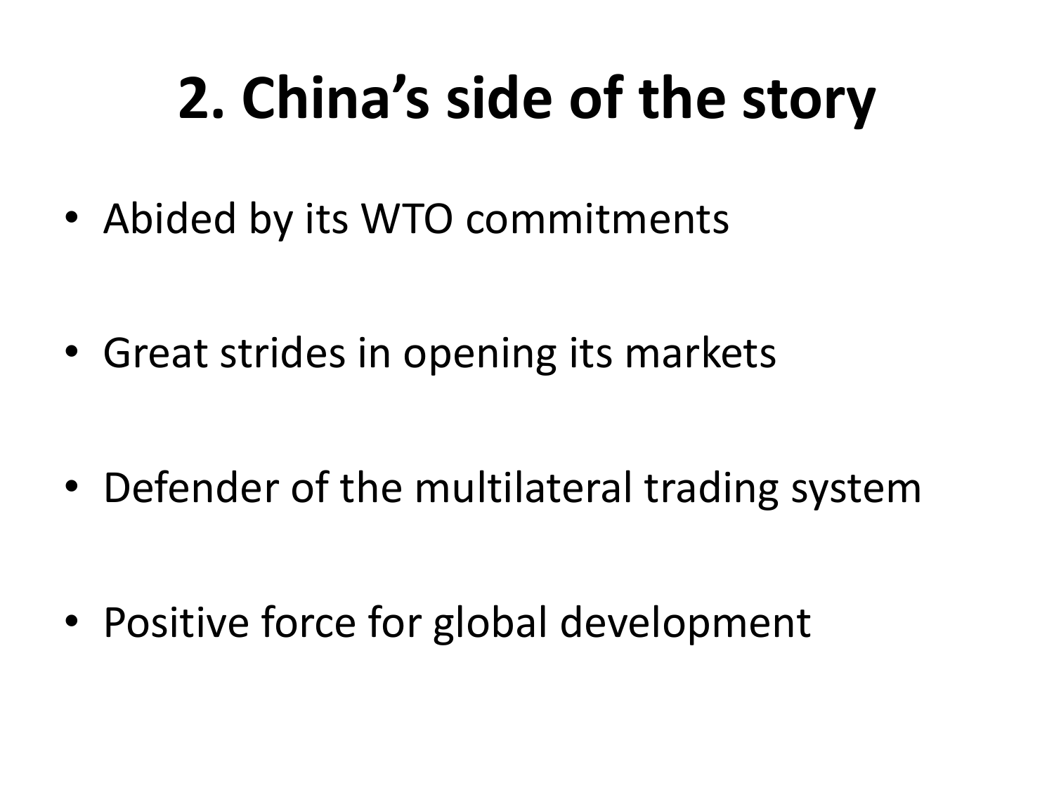# 2. China's side of the story

- Abided by its WTO commitments
- Great strides in opening its markets
- Defender of the multilateral trading system
- Positive force for global development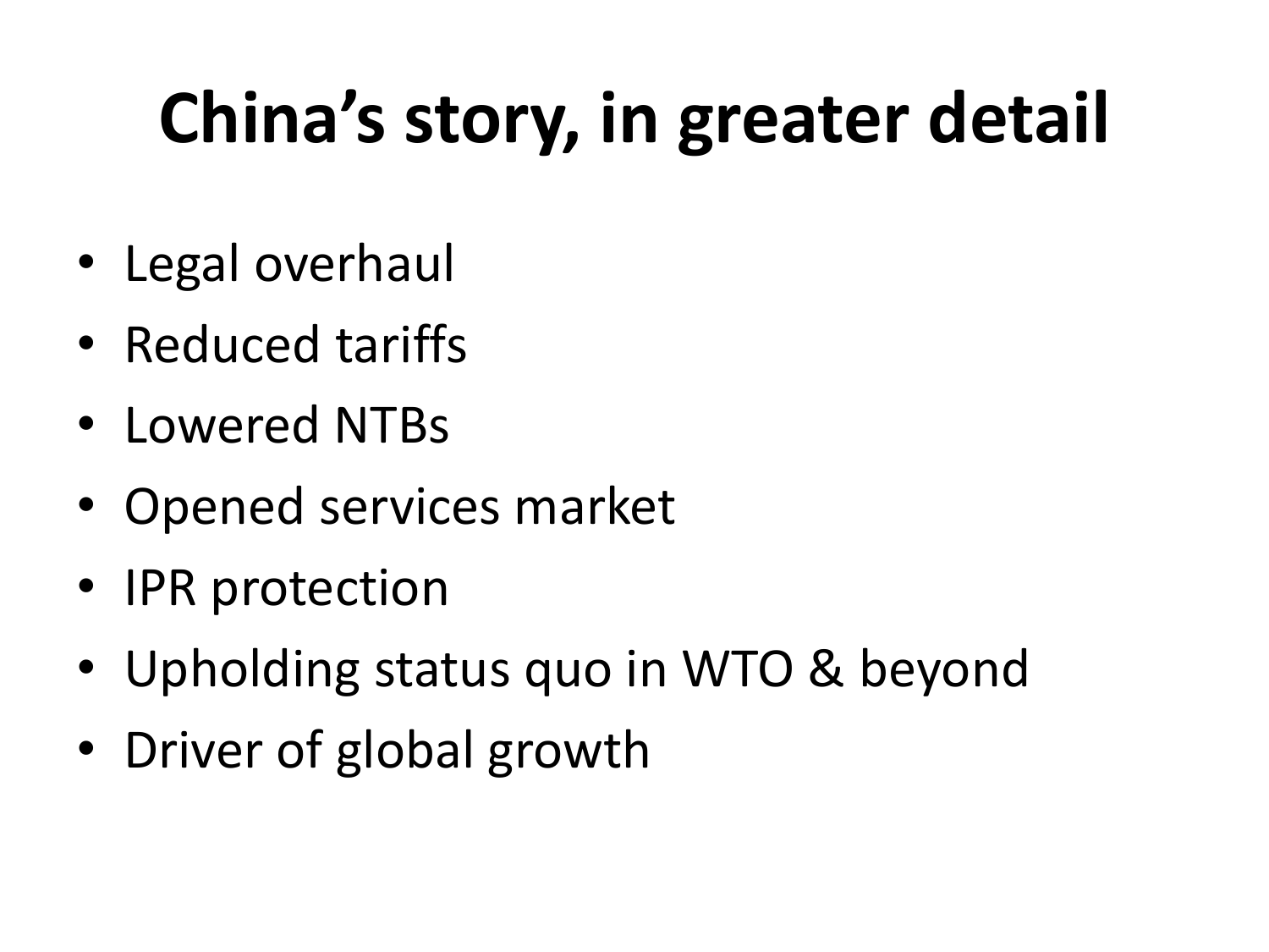# China's story, in greater detail

- Legal overhaul
- Reduced tariffs
- Lowered NTBs
- Opened services market
- IPR protection
- Upholding status quo in WTO & beyond
- Driver of global growth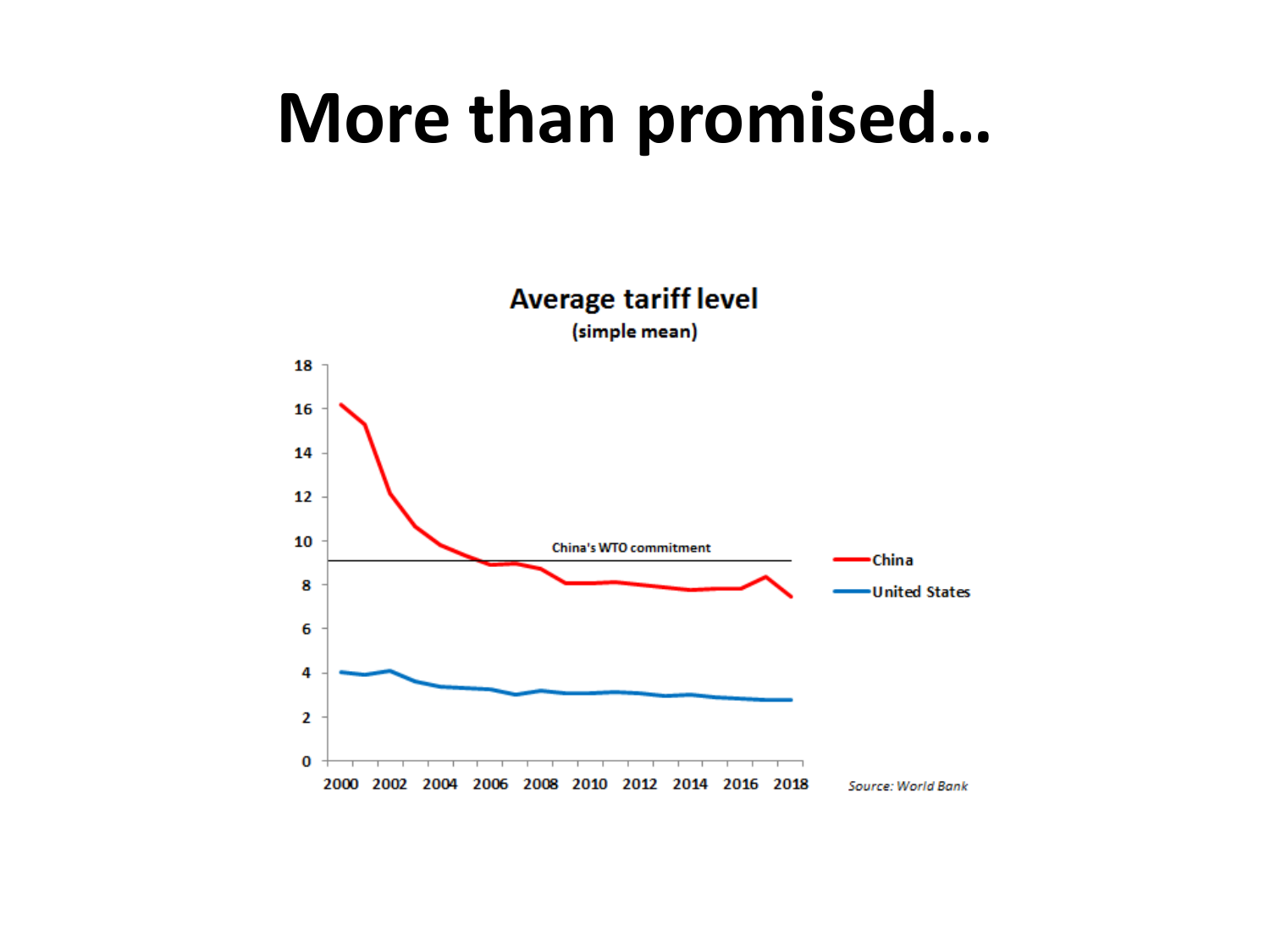# More than promised…

**Average tariff level**
(simple mean)

China's WTO commitment

China

United States

*Source: World Bank*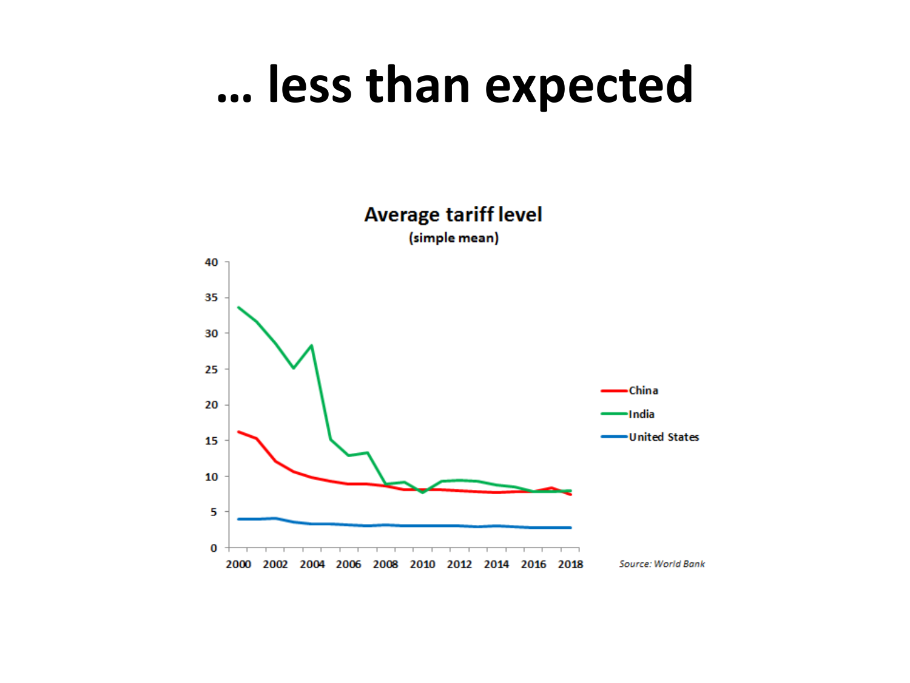# … less than expected

**Average tariff level**
(simple mean)

- China
- India
- United States

*Source: World Bank*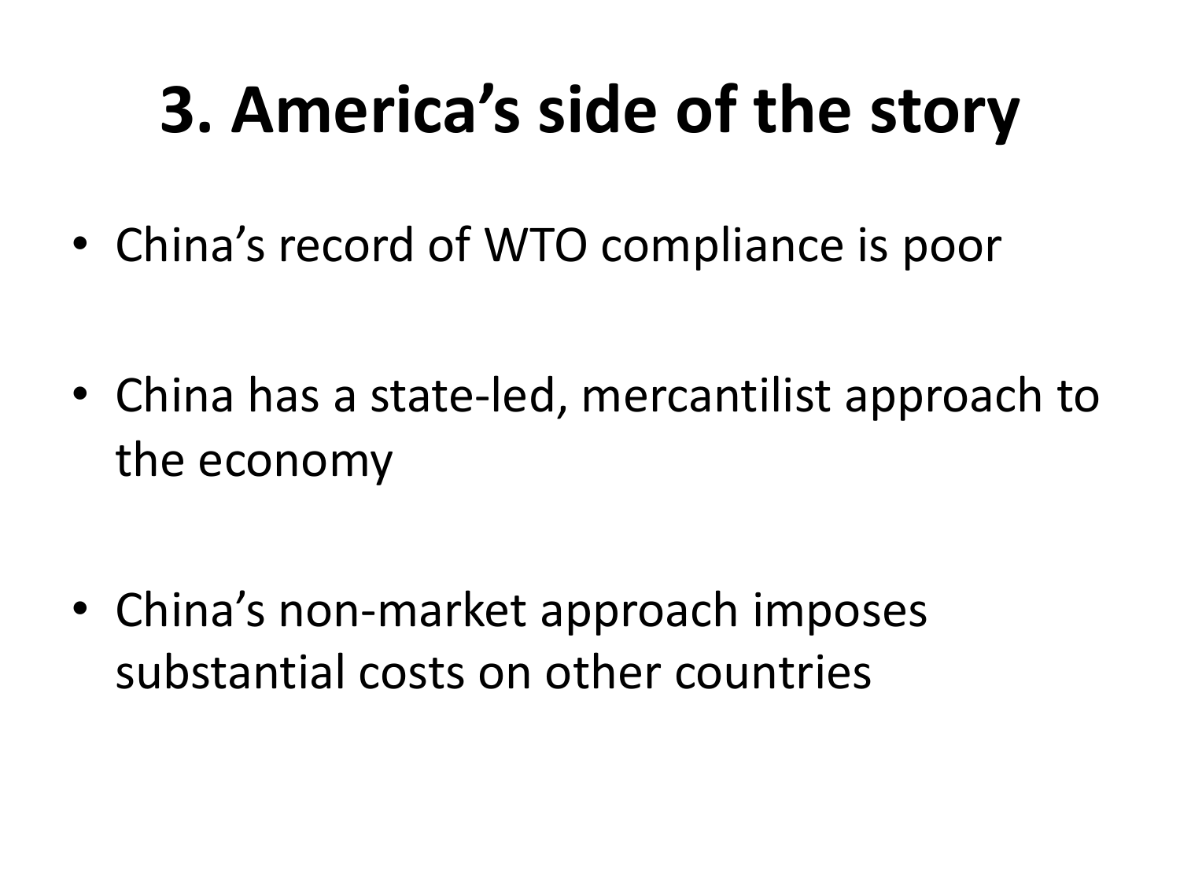# 3. America's side of the story

- China's record of WTO compliance is poor
- China has a state-led, mercantilist approach to the economy
- China's non-market approach imposes substantial costs on other countries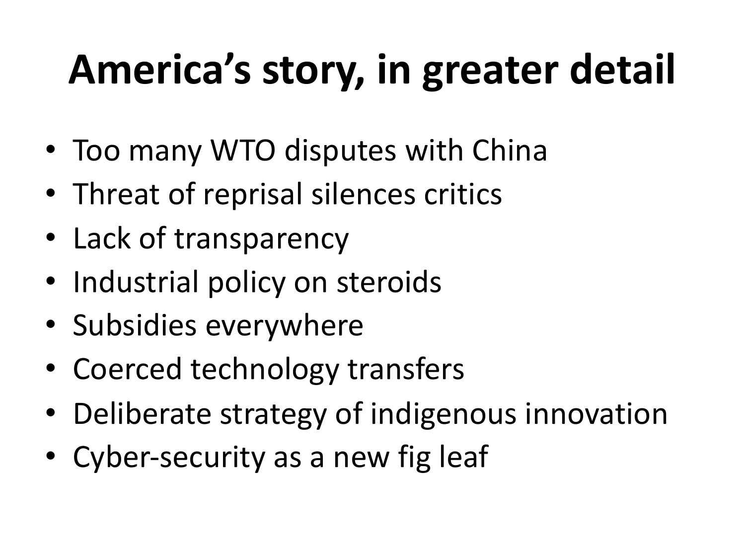# America’s story, in greater detail

- Too many WTO disputes with China
- Threat of reprisal silences critics
- Lack of transparency
- Industrial policy on steroids
- Subsidies everywhere
- Coerced technology transfers
- Deliberate strategy of indigenous innovation
- Cyber-security as a new fig leaf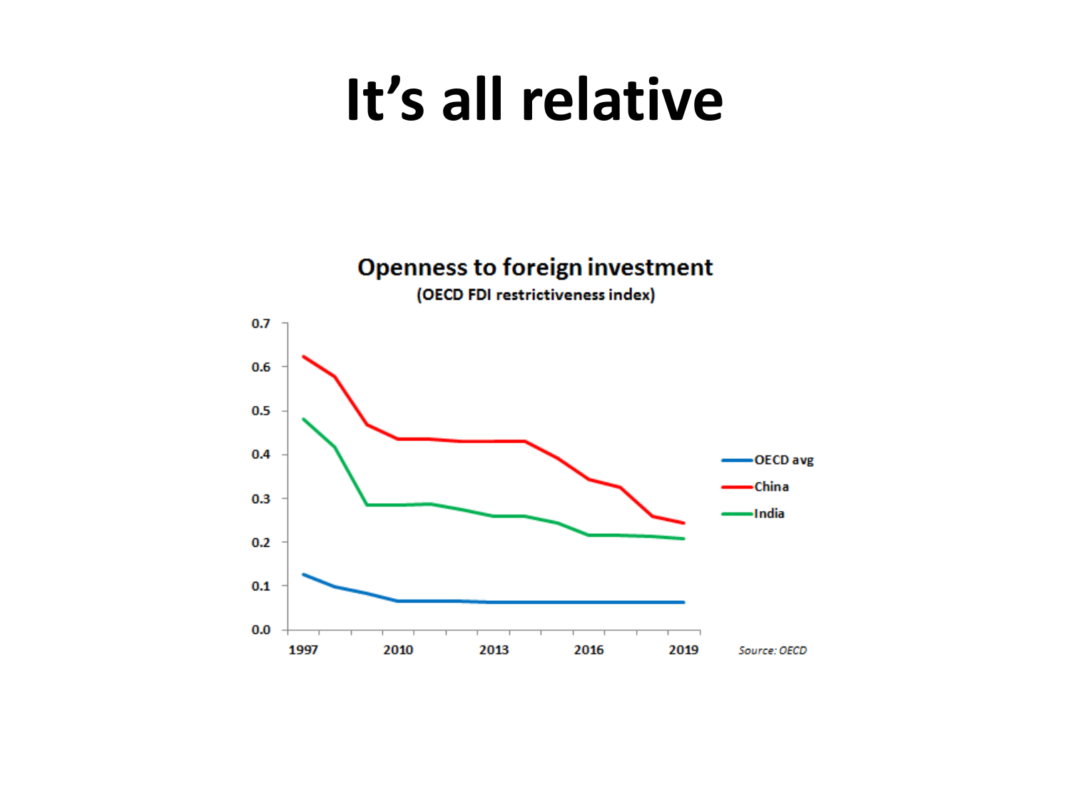# It's all relative

**Openness to foreign investment**

**(OECD FDI restrictiveness index)**

0.7
0.6
0.5
0.4
0.3
0.2
0.1
0.0

1997 2010 2013 2016 2019

OECD avg
China
India

*Source: OECD*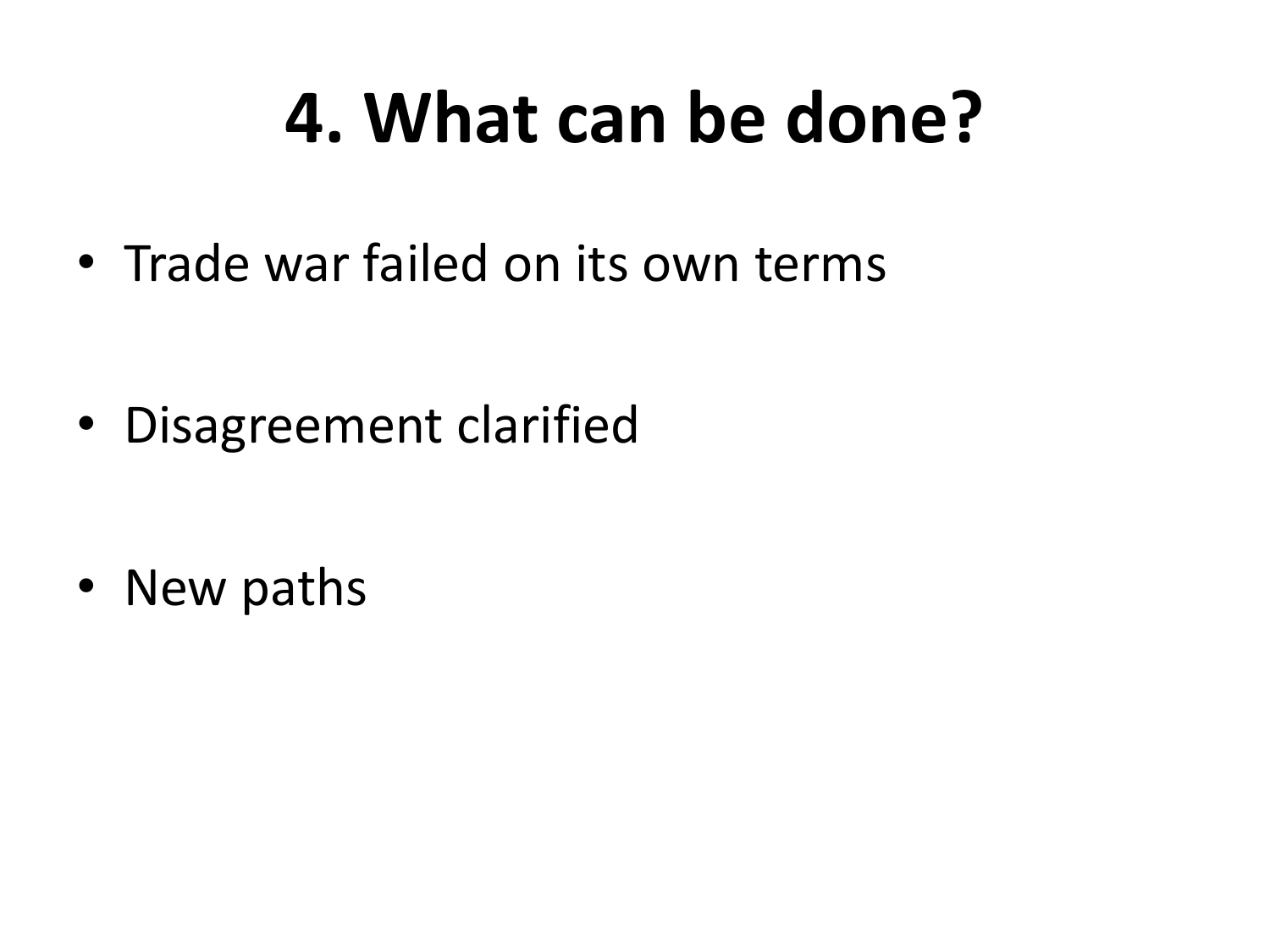# 4. What can be done?

- Trade war failed on its own terms
- Disagreement clarified
- New paths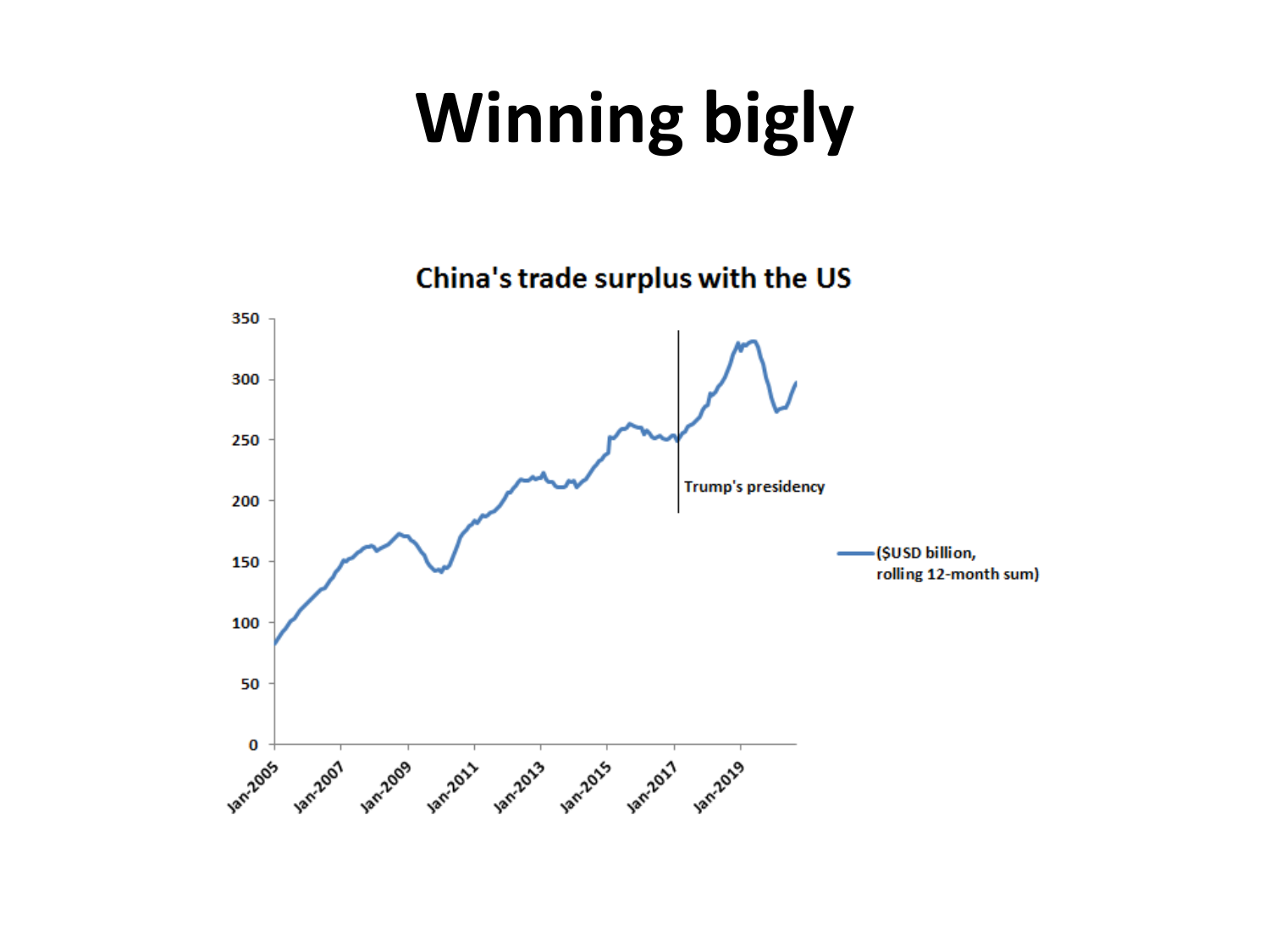# Winning bigly

China's trade surplus with the US

| | |
|---|---|
| Y-axis | 0, 50, 100, 150, 200, 250, 300, 350 |
| X-axis | Jan-2005, Jan-2007, Jan-2009, Jan-2011, Jan-2013, Jan-2015, Jan-2017, Jan-2019 |

Trump's presidency

($USD billion, rolling 12-month sum)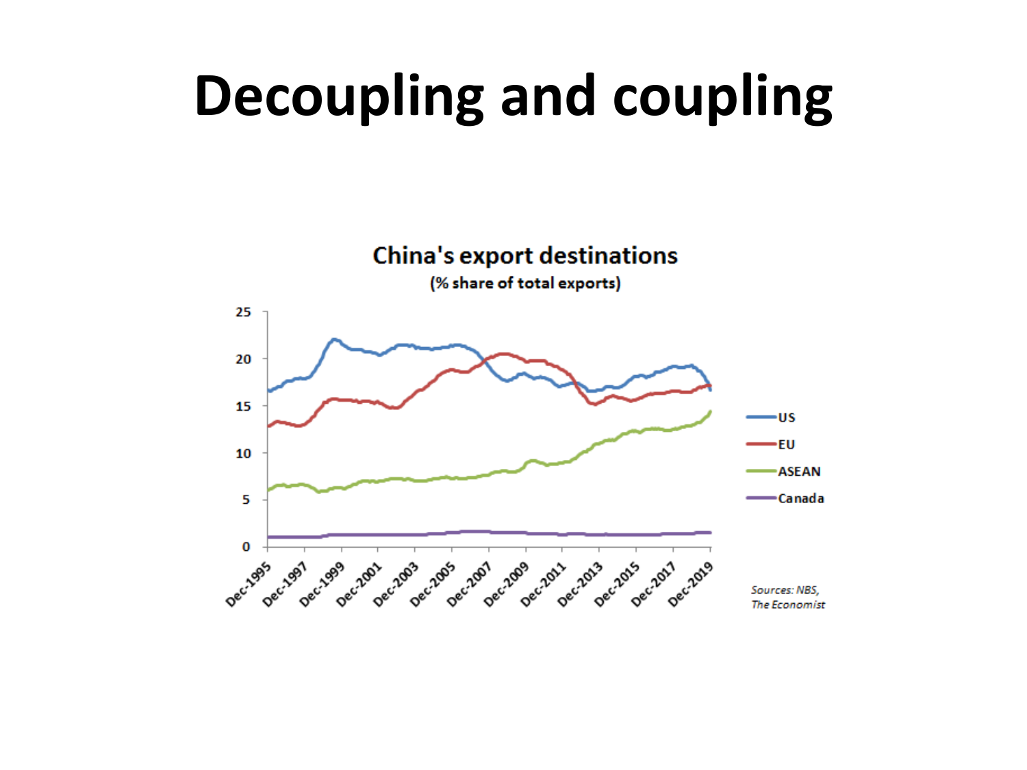# Decoupling and coupling

**China's export destinations**

**(% share of total exports)**

- US
- EU
- ASEAN
- Canada

*Sources: NBS, The Economist*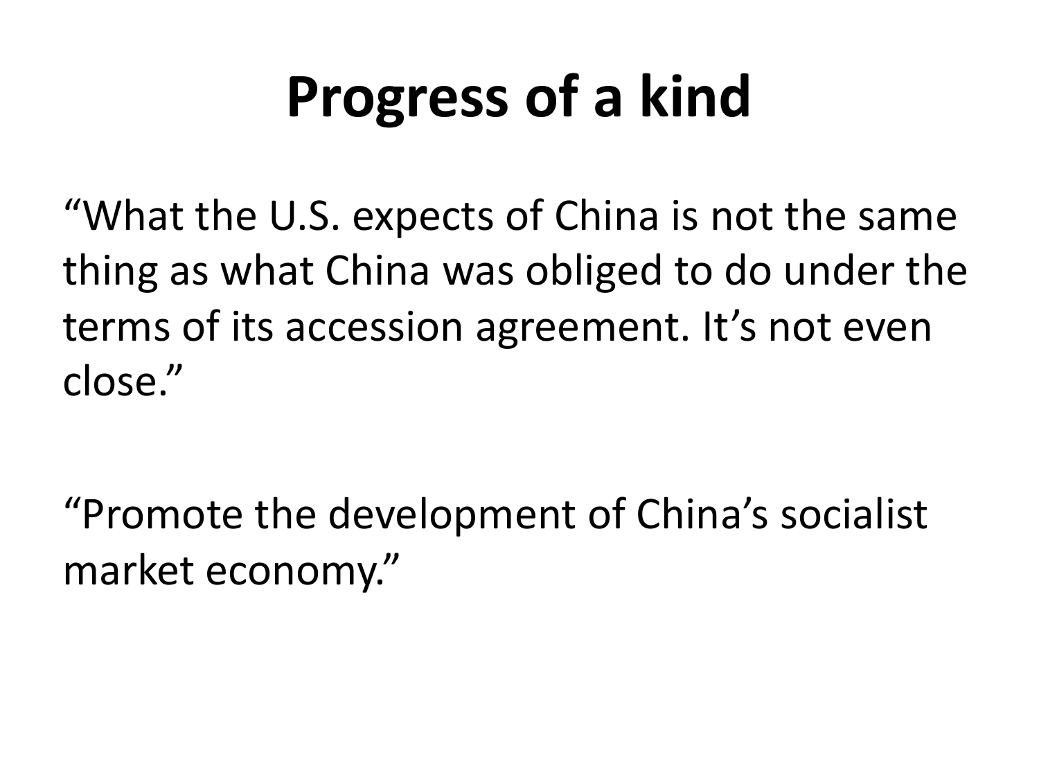# Progress of a kind

"What the U.S. expects of China is not the same thing as what China was obliged to do under the terms of its accession agreement. It's not even close."

"Promote the development of China's socialist market economy."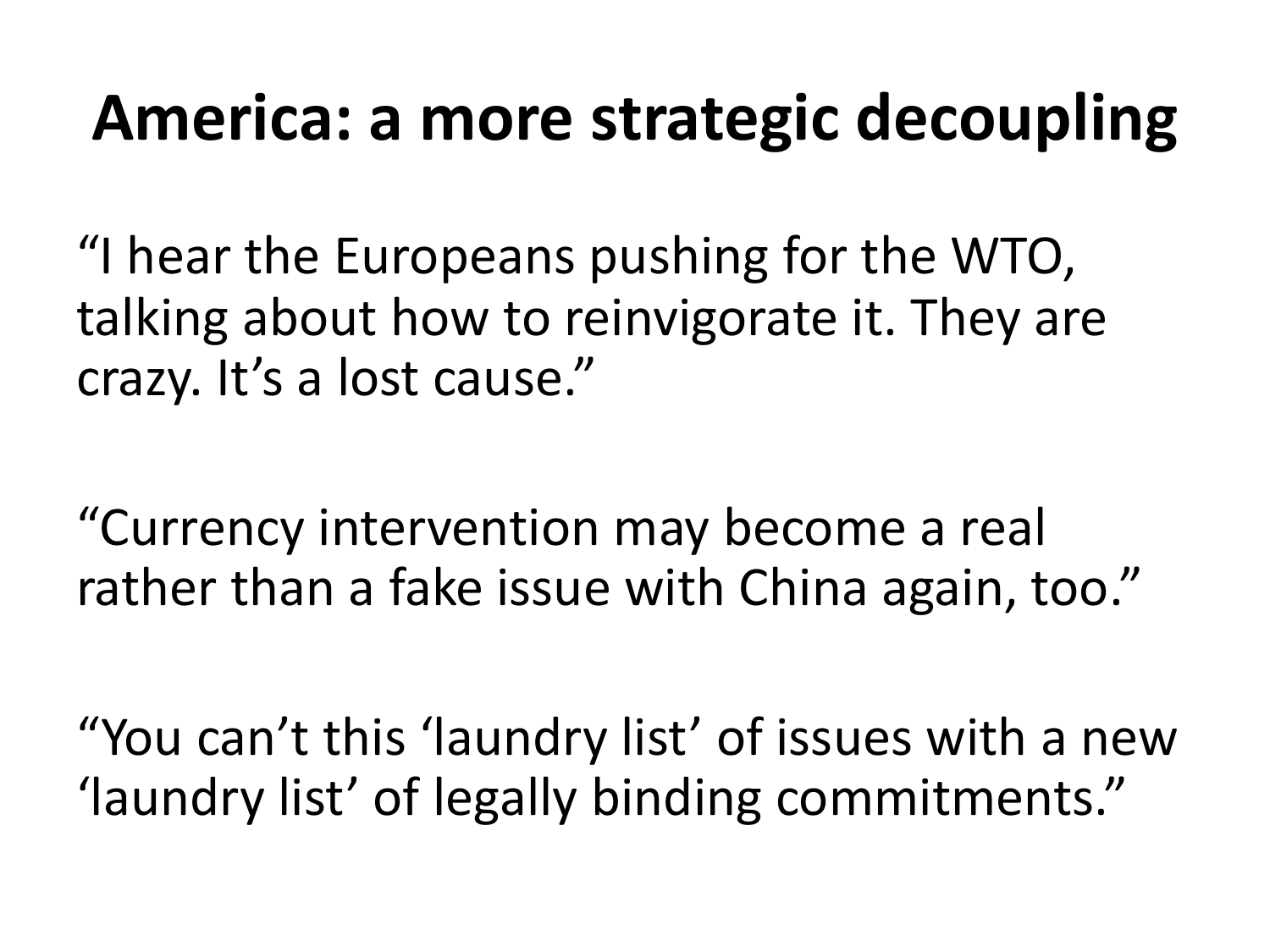# America: a more strategic decoupling

"I hear the Europeans pushing for the WTO, talking about how to reinvigorate it. They are crazy. It's a lost cause."

"Currency intervention may become a real rather than a fake issue with China again, too."

"You can't this 'laundry list' of issues with a new 'laundry list' of legally binding commitments."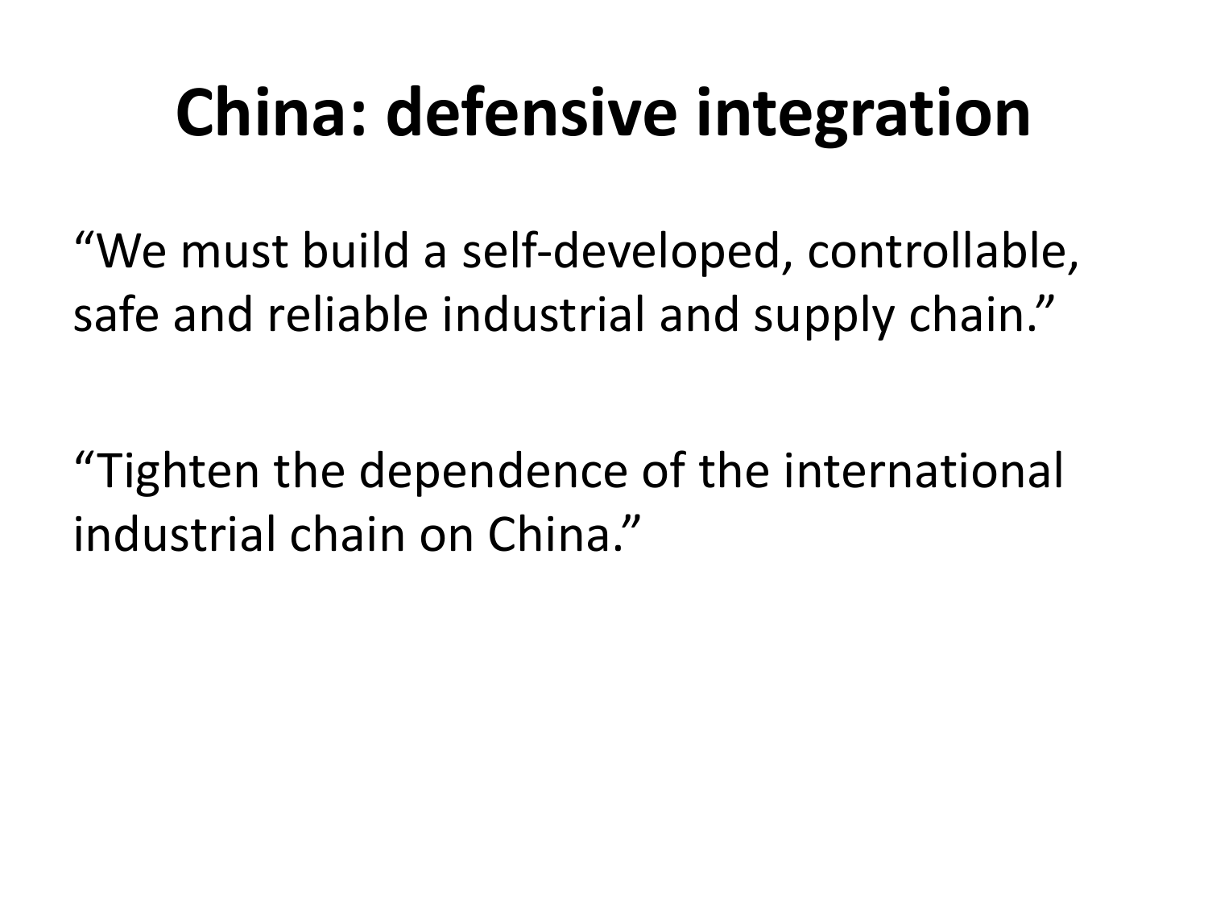# China: defensive integration

“We must build a self-developed, controllable, safe and reliable industrial and supply chain.”

“Tighten the dependence of the international industrial chain on China.”